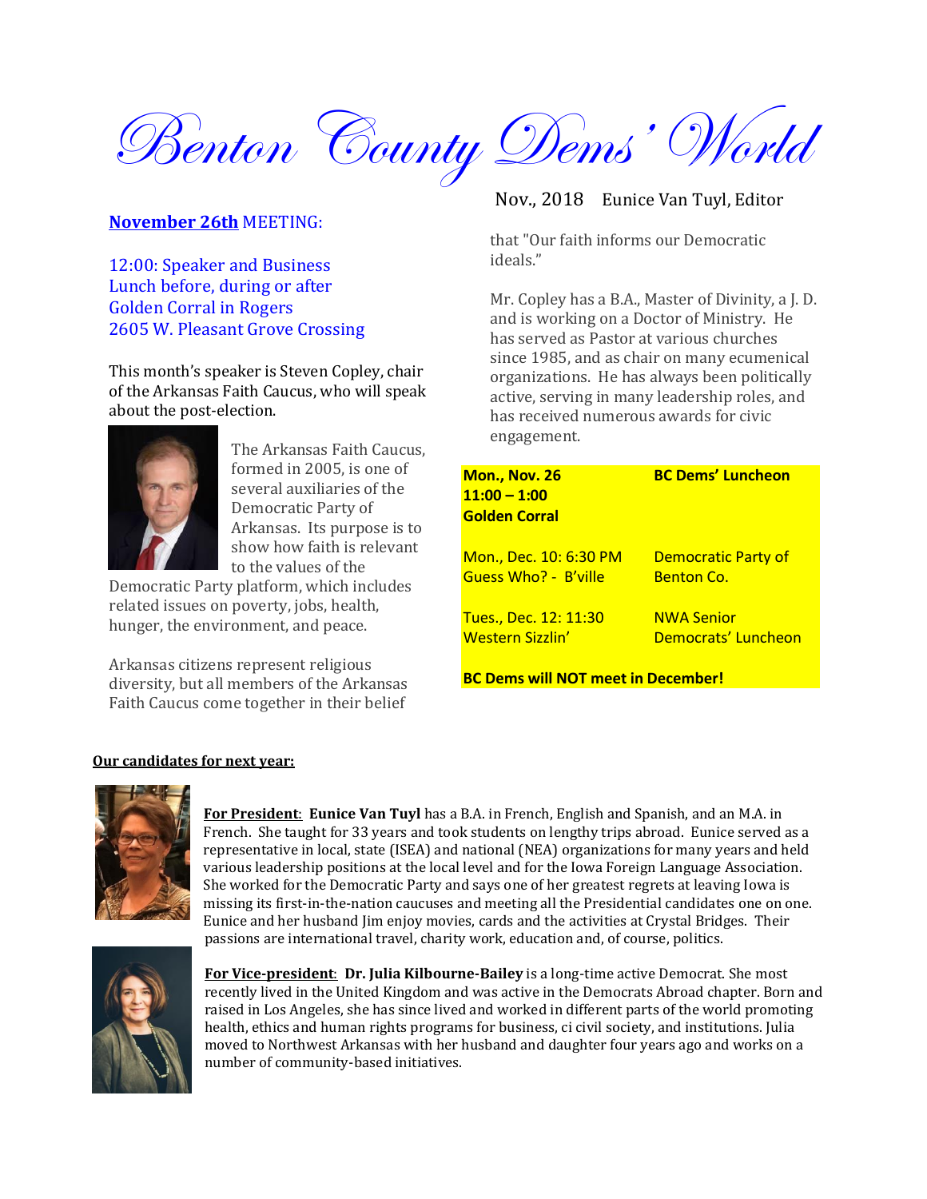# Benton County Dems' World

Nov., 2018 Eunice Van Tuyl, Editor

**November 26th** MEETING:

12:00: Speaker and Business
Lunch before, during or after
Golden Corral in Rogers
2605 W. Pleasant Grove Crossing

This month's speaker is Steven Copley, chair of the Arkansas Faith Caucus, who will speak about the post-election.

The Arkansas Faith Caucus, formed in 2005, is one of several auxiliaries of the Democratic Party of Arkansas. Its purpose is to show how faith is relevant to the values of the Democratic Party platform, which includes related issues on poverty, jobs, health, hunger, the environment, and peace.

Arkansas citizens represent religious diversity, but all members of the Arkansas Faith Caucus come together in their belief that "Our faith informs our Democratic ideals."

Mr. Copley has a B.A., Master of Divinity, a J. D. and is working on a Doctor of Ministry. He has served as Pastor at various churches since 1985, and as chair on many ecumenical organizations. He has always been politically active, serving in many leadership roles, and has received numerous awards for civic engagement.

| | |
|---|---|
| **Mon., Nov. 26**<br>**11:00 – 1:00**<br>**Golden Corral** | **BC Dems' Luncheon** |
| Mon., Dec. 10: 6:30 PM<br>Guess Who? - B'ville | Democratic Party of Benton Co. |
| Tues., Dec. 12: 11:30<br>Western Sizzlin' | NWA Senior Democrats' Luncheon |

**BC Dems will NOT meet in December!**

## Our candidates for next year:

**For President:** **Eunice Van Tuyl** has a B.A. in French, English and Spanish, and an M.A. in French. She taught for 33 years and took students on lengthy trips abroad. Eunice served as a representative in local, state (ISEA) and national (NEA) organizations for many years and held various leadership positions at the local level and for the Iowa Foreign Language Association. She worked for the Democratic Party and says one of her greatest regrets at leaving Iowa is missing its first-in-the-nation caucuses and meeting all the Presidential candidates one on one. Eunice and her husband Jim enjoy movies, cards and the activities at Crystal Bridges. Their passions are international travel, charity work, education and, of course, politics.

**For Vice-president:** **Dr. Julia Kilbourne-Bailey** is a long-time active Democrat. She most recently lived in the United Kingdom and was active in the Democrats Abroad chapter. Born and raised in Los Angeles, she has since lived and worked in different parts of the world promoting health, ethics and human rights programs for business, ci civil society, and institutions. Julia moved to Northwest Arkansas with her husband and daughter four years ago and works on a number of community-based initiatives.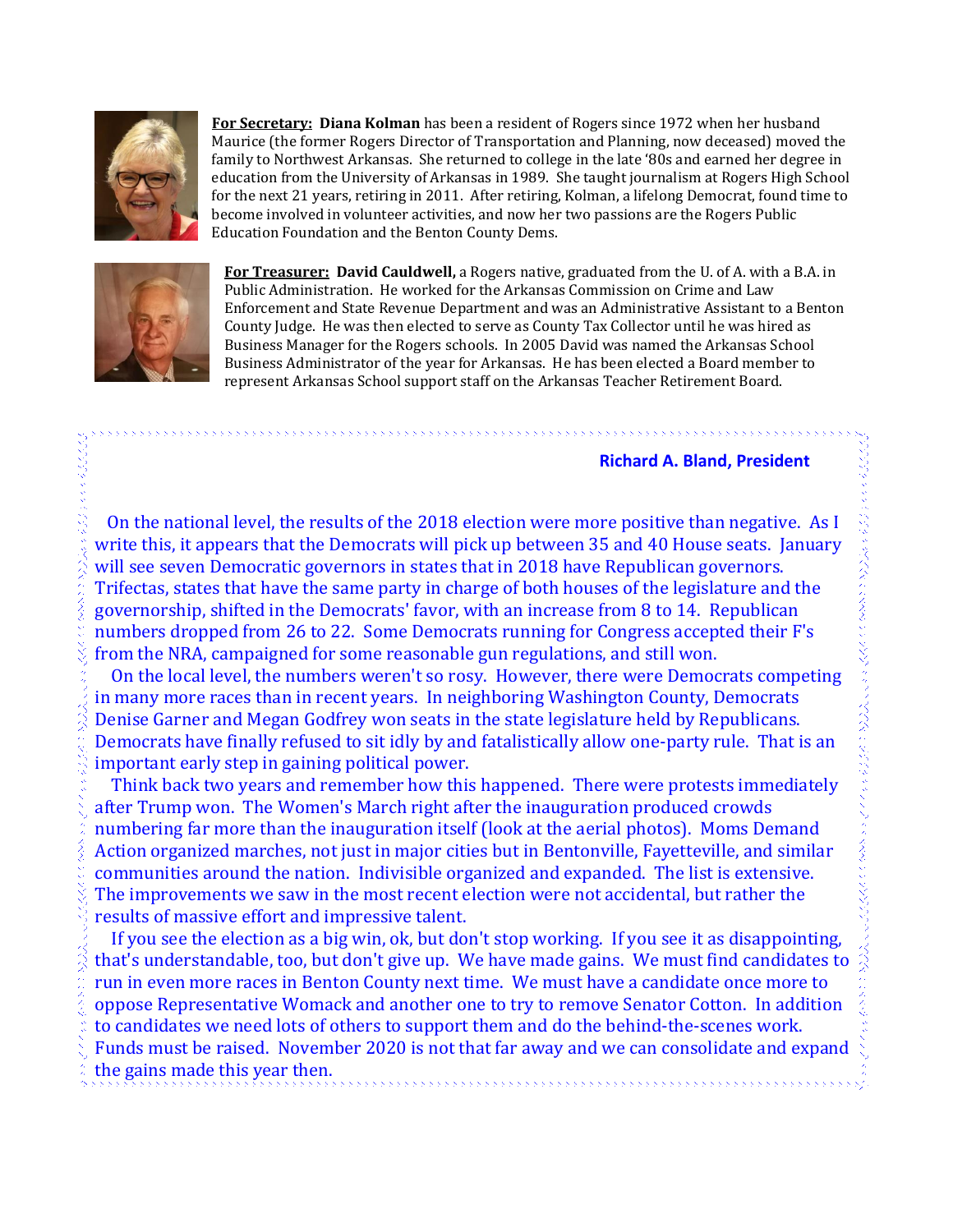**For Secretary: Diana Kolman** has been a resident of Rogers since 1972 when her husband Maurice (the former Rogers Director of Transportation and Planning, now deceased) moved the family to Northwest Arkansas. She returned to college in the late '80s and earned her degree in education from the University of Arkansas in 1989. She taught journalism at Rogers High School for the next 21 years, retiring in 2011. After retiring, Kolman, a lifelong Democrat, found time to become involved in volunteer activities, and now her two passions are the Rogers Public Education Foundation and the Benton County Dems.

**For Treasurer: David Cauldwell,** a Rogers native, graduated from the U. of A. with a B.A. in Public Administration. He worked for the Arkansas Commission on Crime and Law Enforcement and State Revenue Department and was an Administrative Assistant to a Benton County Judge. He was then elected to serve as County Tax Collector until he was hired as Business Manager for the Rogers schools. In 2005 David was named the Arkansas School Business Administrator of the year for Arkansas. He has been elected a Board member to represent Arkansas School support staff on the Arkansas Teacher Retirement Board.

**Richard A. Bland, President**

On the national level, the results of the 2018 election were more positive than negative. As I write this, it appears that the Democrats will pick up between 35 and 40 House seats. January will see seven Democratic governors in states that in 2018 have Republican governors. Trifectas, states that have the same party in charge of both houses of the legislature and the governorship, shifted in the Democrats' favor, with an increase from 8 to 14. Republican numbers dropped from 26 to 22. Some Democrats running for Congress accepted their F's from the NRA, campaigned for some reasonable gun regulations, and still won.

On the local level, the numbers weren't so rosy. However, there were Democrats competing in many more races than in recent years. In neighboring Washington County, Democrats Denise Garner and Megan Godfrey won seats in the state legislature held by Republicans. Democrats have finally refused to sit idly by and fatalistically allow one-party rule. That is an important early step in gaining political power.

Think back two years and remember how this happened. There were protests immediately after Trump won. The Women's March right after the inauguration produced crowds numbering far more than the inauguration itself (look at the aerial photos). Moms Demand Action organized marches, not just in major cities but in Bentonville, Fayetteville, and similar communities around the nation. Indivisible organized and expanded. The list is extensive. The improvements we saw in the most recent election were not accidental, but rather the results of massive effort and impressive talent.

If you see the election as a big win, ok, but don't stop working. If you see it as disappointing, that's understandable, too, but don't give up. We have made gains. We must find candidates to run in even more races in Benton County next time. We must have a candidate once more to oppose Representative Womack and another one to try to remove Senator Cotton. In addition to candidates we need lots of others to support them and do the behind-the-scenes work. Funds must be raised. November 2020 is not that far away and we can consolidate and expand the gains made this year then.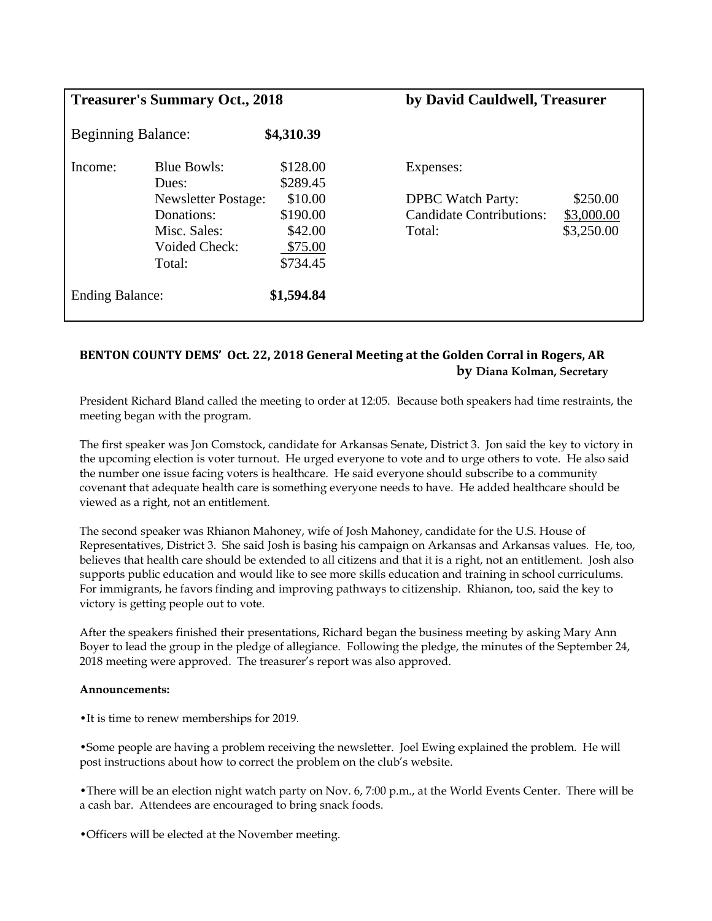**Treasurer's Summary Oct., 2018** **by David Cauldwell, Treasurer**

| Beginning Balance: | | **$4,310.39** | | |
|---|---|---|---|---|
| Income: | Blue Bowls: | $128.00 | Expenses: | |
| | Dues: | $289.45 | | |
| | Newsletter Postage: | $10.00 | DPBC Watch Party: | $250.00 |
| | Donations: | $190.00 | Candidate Contributions: | $3,000.00 |
| | Misc. Sales: | $42.00 | Total: | $3,250.00 |
| | Voided Check: | $75.00 | | |
| | Total: | $734.45 | | |
| Ending Balance: | | **$1,594.84** | | |

## BENTON COUNTY DEMS' Oct. 22, 2018 General Meeting at the Golden Corral in Rogers, AR

**by Diana Kolman, Secretary**

President Richard Bland called the meeting to order at 12:05. Because both speakers had time restraints, the meeting began with the program.

The first speaker was Jon Comstock, candidate for Arkansas Senate, District 3. Jon said the key to victory in the upcoming election is voter turnout. He urged everyone to vote and to urge others to vote. He also said the number one issue facing voters is healthcare. He said everyone should subscribe to a community covenant that adequate health care is something everyone needs to have. He added healthcare should be viewed as a right, not an entitlement.

The second speaker was Rhianon Mahoney, wife of Josh Mahoney, candidate for the U.S. House of Representatives, District 3. She said Josh is basing his campaign on Arkansas and Arkansas values. He, too, believes that health care should be extended to all citizens and that it is a right, not an entitlement. Josh also supports public education and would like to see more skills education and training in school curriculums. For immigrants, he favors finding and improving pathways to citizenship. Rhianon, too, said the key to victory is getting people out to vote.

After the speakers finished their presentations, Richard began the business meeting by asking Mary Ann Boyer to lead the group in the pledge of allegiance. Following the pledge, the minutes of the September 24, 2018 meeting were approved. The treasurer's report was also approved.

**Announcements:**

- It is time to renew memberships for 2019.

- Some people are having a problem receiving the newsletter. Joel Ewing explained the problem. He will post instructions about how to correct the problem on the club's website.

- There will be an election night watch party on Nov. 6, 7:00 p.m., at the World Events Center. There will be a cash bar. Attendees are encouraged to bring snack foods.

- Officers will be elected at the November meeting.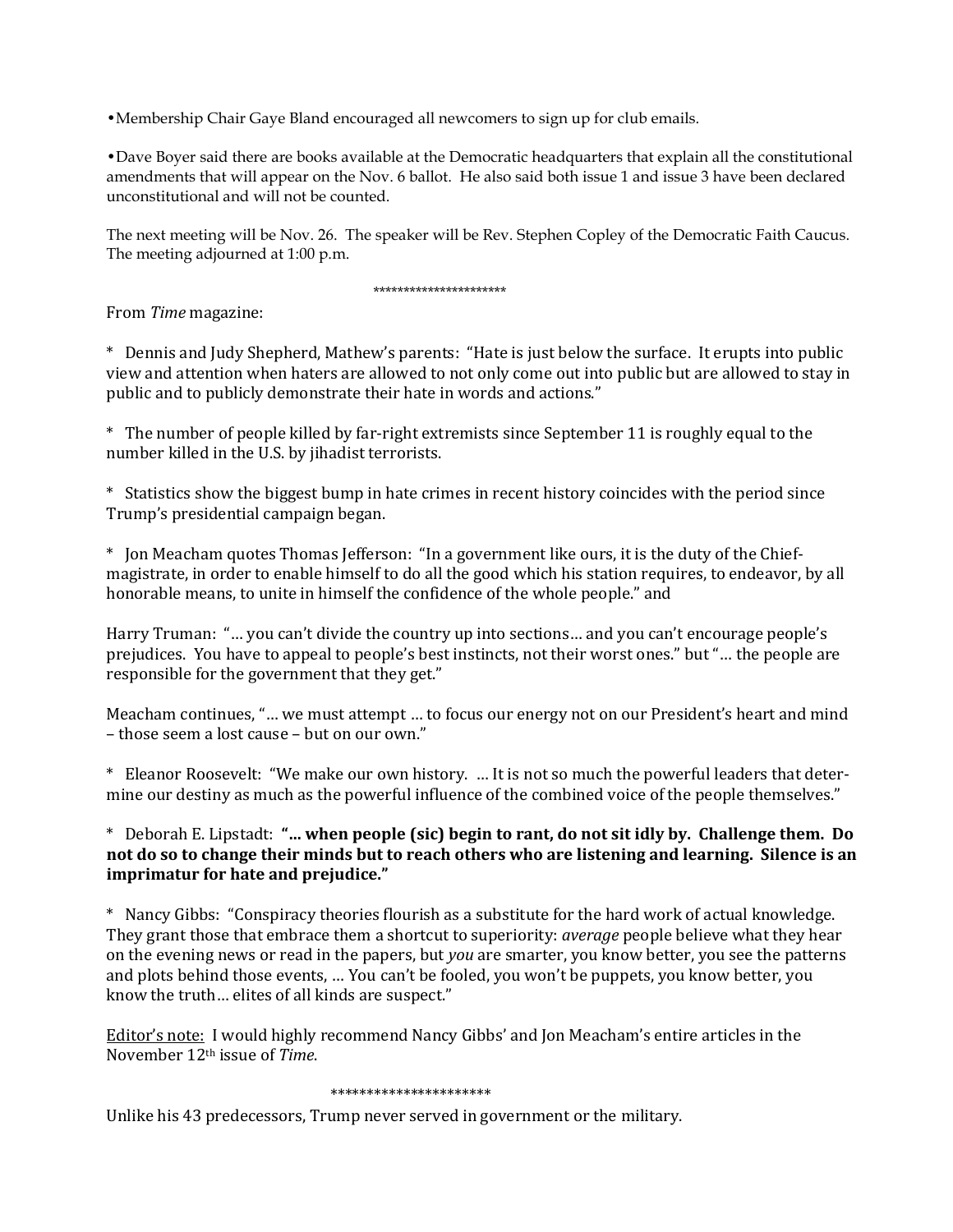•Membership Chair Gaye Bland encouraged all newcomers to sign up for club emails.

•Dave Boyer said there are books available at the Democratic headquarters that explain all the constitutional amendments that will appear on the Nov. 6 ballot. He also said both issue 1 and issue 3 have been declared unconstitutional and will not be counted.

The next meeting will be Nov. 26. The speaker will be Rev. Stephen Copley of the Democratic Faith Caucus. The meeting adjourned at 1:00 p.m.

*********************

From *Time* magazine:

* Dennis and Judy Shepherd, Mathew's parents: "Hate is just below the surface. It erupts into public view and attention when haters are allowed to not only come out into public but are allowed to stay in public and to publicly demonstrate their hate in words and actions."

* The number of people killed by far-right extremists since September 11 is roughly equal to the number killed in the U.S. by jihadist terrorists.

* Statistics show the biggest bump in hate crimes in recent history coincides with the period since Trump's presidential campaign began.

* Jon Meacham quotes Thomas Jefferson: "In a government like ours, it is the duty of the Chief-magistrate, in order to enable himself to do all the good which his station requires, to endeavor, by all honorable means, to unite in himself the confidence of the whole people." and

Harry Truman: "… you can't divide the country up into sections… and you can't encourage people's prejudices. You have to appeal to people's best instincts, not their worst ones." but "… the people are responsible for the government that they get."

Meacham continues, "… we must attempt … to focus our energy not on our President's heart and mind – those seem a lost cause – but on our own."

* Eleanor Roosevelt: "We make our own history. … It is not so much the powerful leaders that determine our destiny as much as the powerful influence of the combined voice of the people themselves."

* Deborah E. Lipstadt: **"… when people (sic) begin to rant, do not sit idly by. Challenge them. Do not do so to change their minds but to reach others who are listening and learning. Silence is an imprimatur for hate and prejudice."**

* Nancy Gibbs: "Conspiracy theories flourish as a substitute for the hard work of actual knowledge. They grant those that embrace them a shortcut to superiority: *average* people believe what they hear on the evening news or read in the papers, but *you* are smarter, you know better, you see the patterns and plots behind those events, … You can't be fooled, you won't be puppets, you know better, you know the truth… elites of all kinds are suspect."

Editor's note: I would highly recommend Nancy Gibbs' and Jon Meacham's entire articles in the November 12th issue of *Time*.

*********************

Unlike his 43 predecessors, Trump never served in government or the military.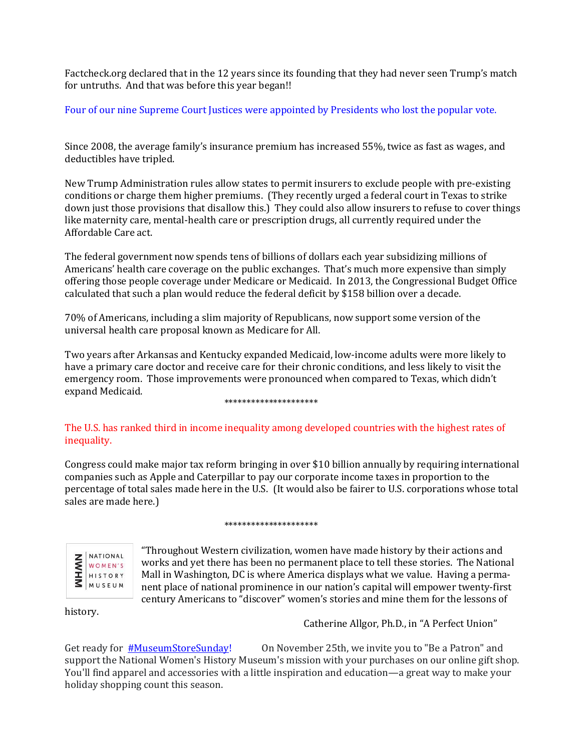Factcheck.org declared that in the 12 years since its founding that they had never seen Trump's match for untruths. And that was before this year began!!

Four of our nine Supreme Court Justices were appointed by Presidents who lost the popular vote.

Since 2008, the average family's insurance premium has increased 55%, twice as fast as wages, and deductibles have tripled.

New Trump Administration rules allow states to permit insurers to exclude people with pre-existing conditions or charge them higher premiums. (They recently urged a federal court in Texas to strike down just those provisions that disallow this.) They could also allow insurers to refuse to cover things like maternity care, mental-health care or prescription drugs, all currently required under the Affordable Care act.

The federal government now spends tens of billions of dollars each year subsidizing millions of Americans' health care coverage on the public exchanges. That's much more expensive than simply offering those people coverage under Medicare or Medicaid. In 2013, the Congressional Budget Office calculated that such a plan would reduce the federal deficit by $158 billion over a decade.

70% of Americans, including a slim majority of Republicans, now support some version of the universal health care proposal known as Medicare for All.

Two years after Arkansas and Kentucky expanded Medicaid, low-income adults were more likely to have a primary care doctor and receive care for their chronic conditions, and less likely to visit the emergency room. Those improvements were pronounced when compared to Texas, which didn't expand Medicaid.

********************

The U.S. has ranked third in income inequality among developed countries with the highest rates of inequality.

Congress could make major tax reform bringing in over $10 billion annually by requiring international companies such as Apple and Caterpillar to pay our corporate income taxes in proportion to the percentage of total sales made here in the U.S. (It would also be fairer to U.S. corporations whose total sales are made here.)

********************

NWHM NATIONAL WOMEN'S HISTORY MUSEUM

"Throughout Western civilization, women have made history by their actions and works and yet there has been no permanent place to tell these stories. The National Mall in Washington, DC is where America displays what we value. Having a permanent place of national prominence in our nation's capital will empower twenty-first century Americans to "discover" women's stories and mine them for the lessons of history.

Catherine Allgor, Ph.D., in "A Perfect Union"

Get ready for [#MuseumStoreSunday!](#) On November 25th, we invite you to "Be a Patron" and support the National Women's History Museum's mission with your purchases on our online gift shop. You'll find apparel and accessories with a little inspiration and education—a great way to make your holiday shopping count this season.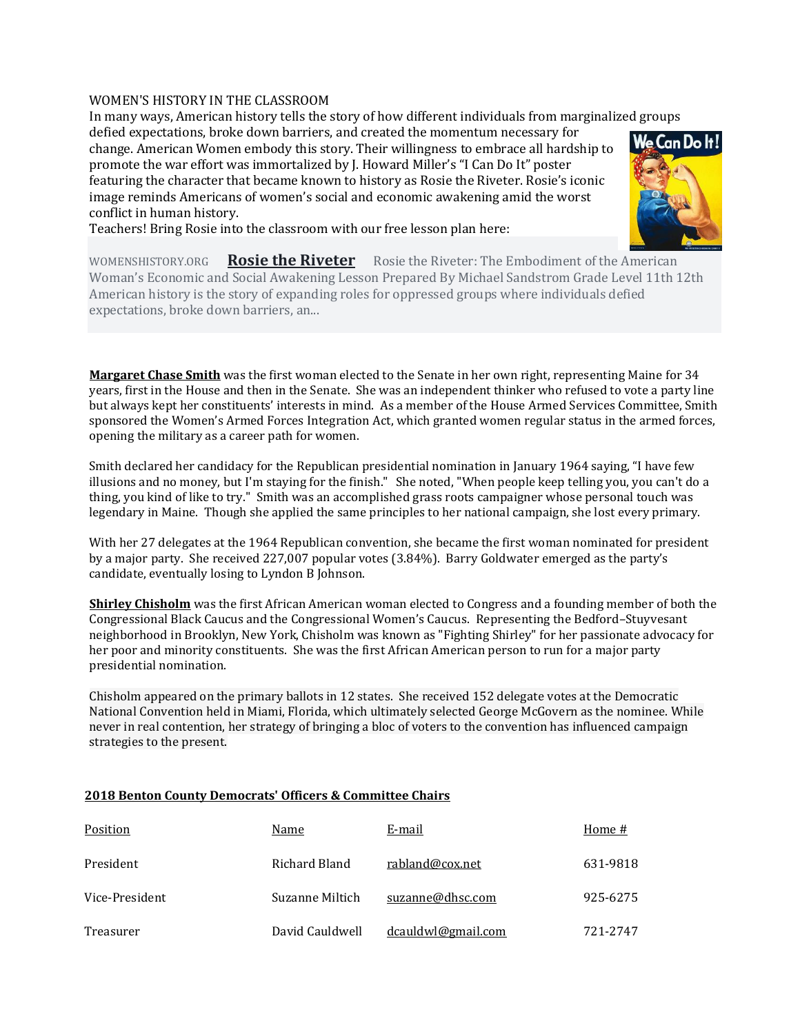WOMEN'S HISTORY IN THE CLASSROOM

In many ways, American history tells the story of how different individuals from marginalized groups defied expectations, broke down barriers, and created the momentum necessary for change. American Women embody this story. Their willingness to embrace all hardship to promote the war effort was immortalized by J. Howard Miller's "I Can Do It" poster featuring the character that became known to history as Rosie the Riveter. Rosie's iconic image reminds Americans of women's social and economic awakening amid the worst conflict in human history.

Teachers! Bring Rosie into the classroom with our free lesson plan here:

WOMENSHISTORY.ORG **Rosie the Riveter** Rosie the Riveter: The Embodiment of the American Woman's Economic and Social Awakening Lesson Prepared By Michael Sandstrom Grade Level 11th 12th American history is the story of expanding roles for oppressed groups where individuals defied expectations, broke down barriers, an...

**Margaret Chase Smith** was the first woman elected to the Senate in her own right, representing Maine for 34 years, first in the House and then in the Senate. She was an independent thinker who refused to vote a party line but always kept her constituents' interests in mind. As a member of the House Armed Services Committee, Smith sponsored the Women's Armed Forces Integration Act, which granted women regular status in the armed forces, opening the military as a career path for women.

Smith declared her candidacy for the Republican presidential nomination in January 1964 saying, "I have few illusions and no money, but I'm staying for the finish." She noted, "When people keep telling you, you can't do a thing, you kind of like to try." Smith was an accomplished grass roots campaigner whose personal touch was legendary in Maine. Though she applied the same principles to her national campaign, she lost every primary.

With her 27 delegates at the 1964 Republican convention, she became the first woman nominated for president by a major party. She received 227,007 popular votes (3.84%). Barry Goldwater emerged as the party's candidate, eventually losing to Lyndon B Johnson.

**Shirley Chisholm** was the first African American woman elected to Congress and a founding member of both the Congressional Black Caucus and the Congressional Women's Caucus. Representing the Bedford–Stuyvesant neighborhood in Brooklyn, New York, Chisholm was known as "Fighting Shirley" for her passionate advocacy for her poor and minority constituents. She was the first African American person to run for a major party presidential nomination.

Chisholm appeared on the primary ballots in 12 states. She received 152 delegate votes at the Democratic National Convention held in Miami, Florida, which ultimately selected George McGovern as the nominee. While never in real contention, her strategy of bringing a bloc of voters to the convention has influenced campaign strategies to the present.

**2018 Benton County Democrats' Officers & Committee Chairs**

| Position | Name | E-mail | Home # |
|---|---|---|---|
| President | Richard Bland | rabland@cox.net | 631-9818 |
| Vice-President | Suzanne Miltich | suzanne@dhsc.com | 925-6275 |
| Treasurer | David Cauldwell | dcauldwl@gmail.com | 721-2747 |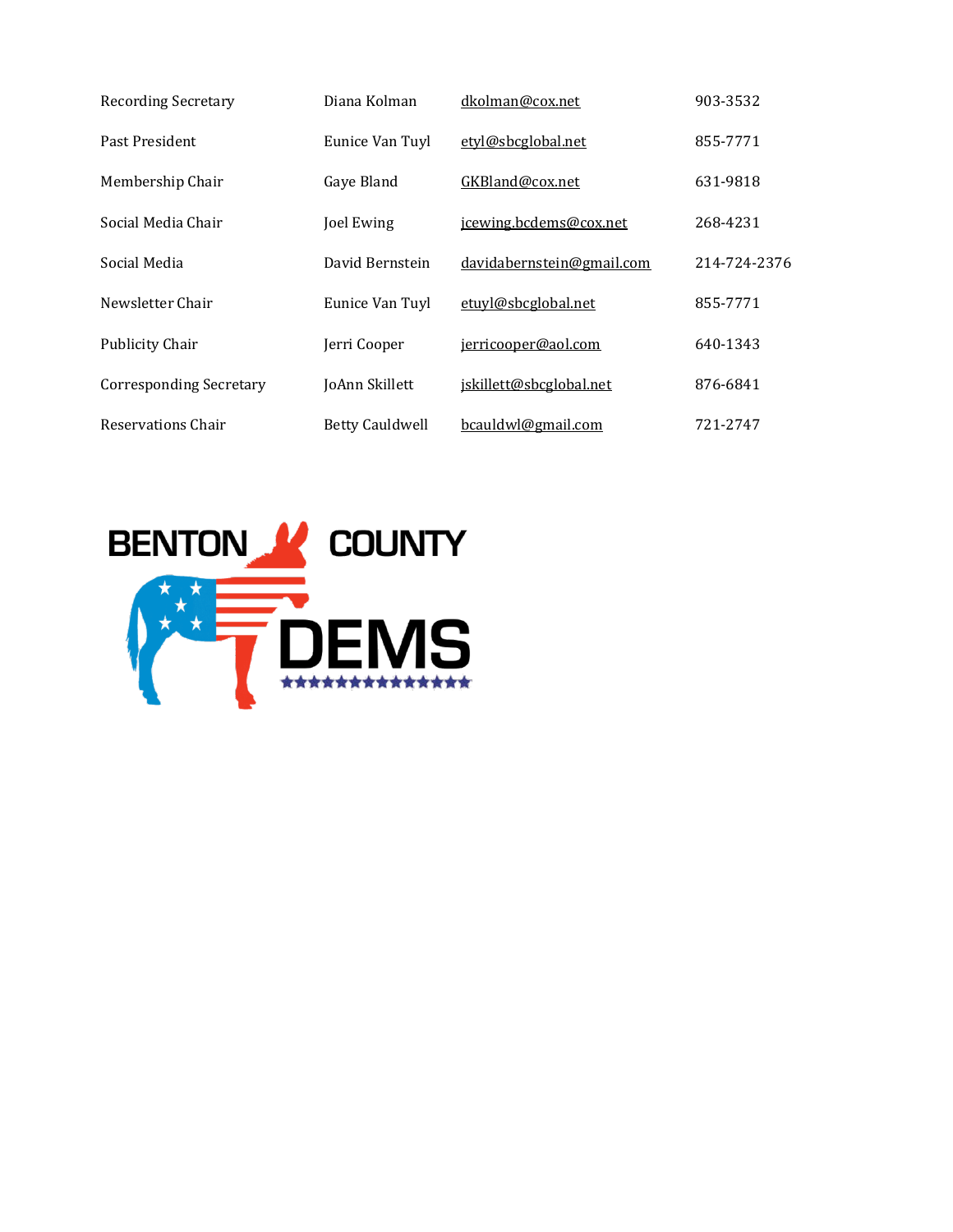| | | | |
|---|---|---|---|
| Recording Secretary | Diana Kolman | dkolman@cox.net | 903-3532 |
| Past President | Eunice Van Tuyl | etyl@sbcglobal.net | 855-7771 |
| Membership Chair | Gaye Bland | GKBland@cox.net | 631-9818 |
| Social Media Chair | Joel Ewing | jcewing.bcdems@cox.net | 268-4231 |
| Social Media | David Bernstein | davidabernstein@gmail.com | 214-724-2376 |
| Newsletter Chair | Eunice Van Tuyl | etuyl@sbcglobal.net | 855-7771 |
| Publicity Chair | Jerri Cooper | jerricooper@aol.com | 640-1343 |
| Corresponding Secretary | JoAnn Skillett | jskillett@sbcglobal.net | 876-6841 |
| Reservations Chair | Betty Cauldwell | bcauldwl@gmail.com | 721-2747 |

BENTON COUNTY DEMS